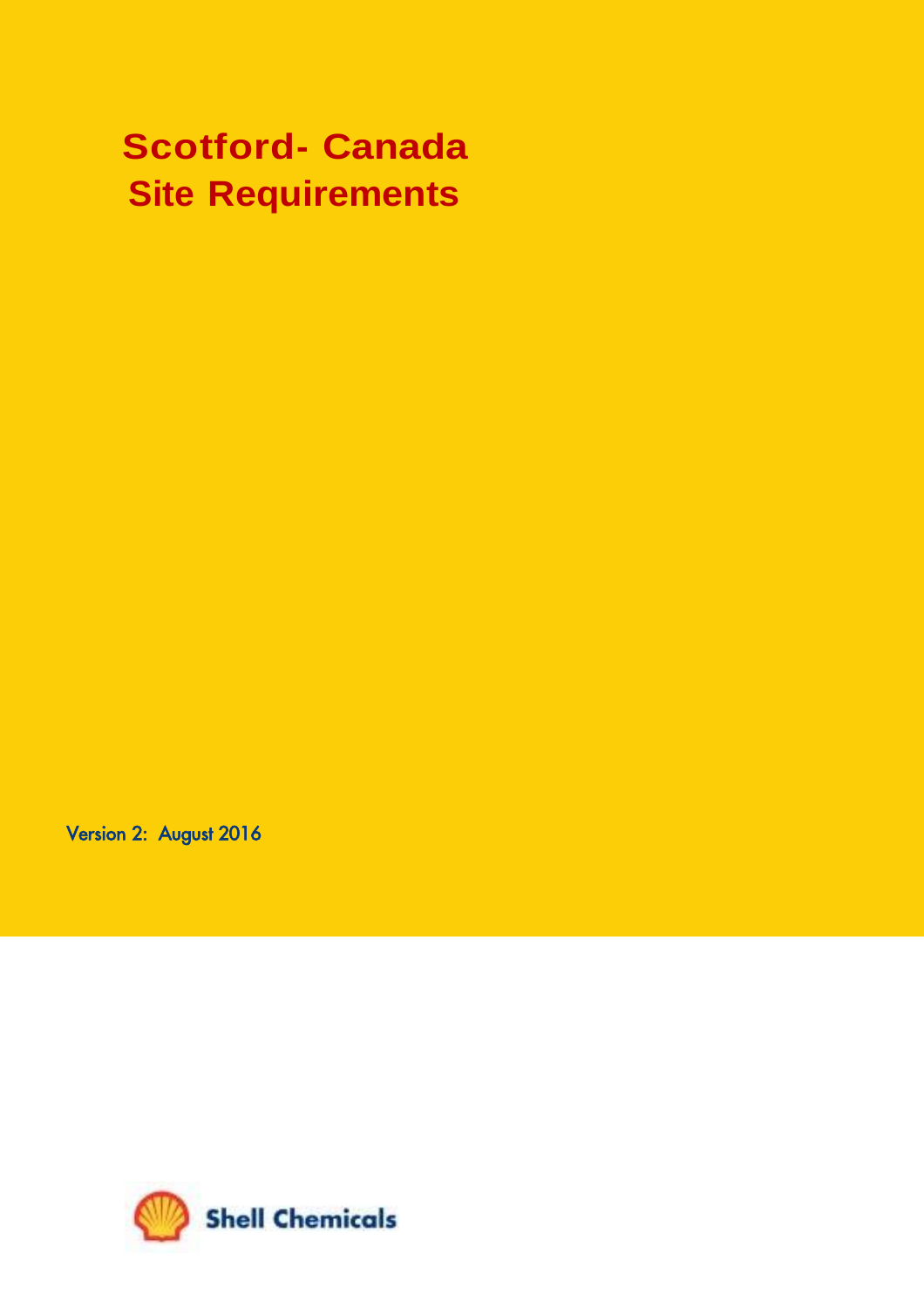# Scotford- Canada
# Site Requirements

Version 2: August 2016

Shell Chemicals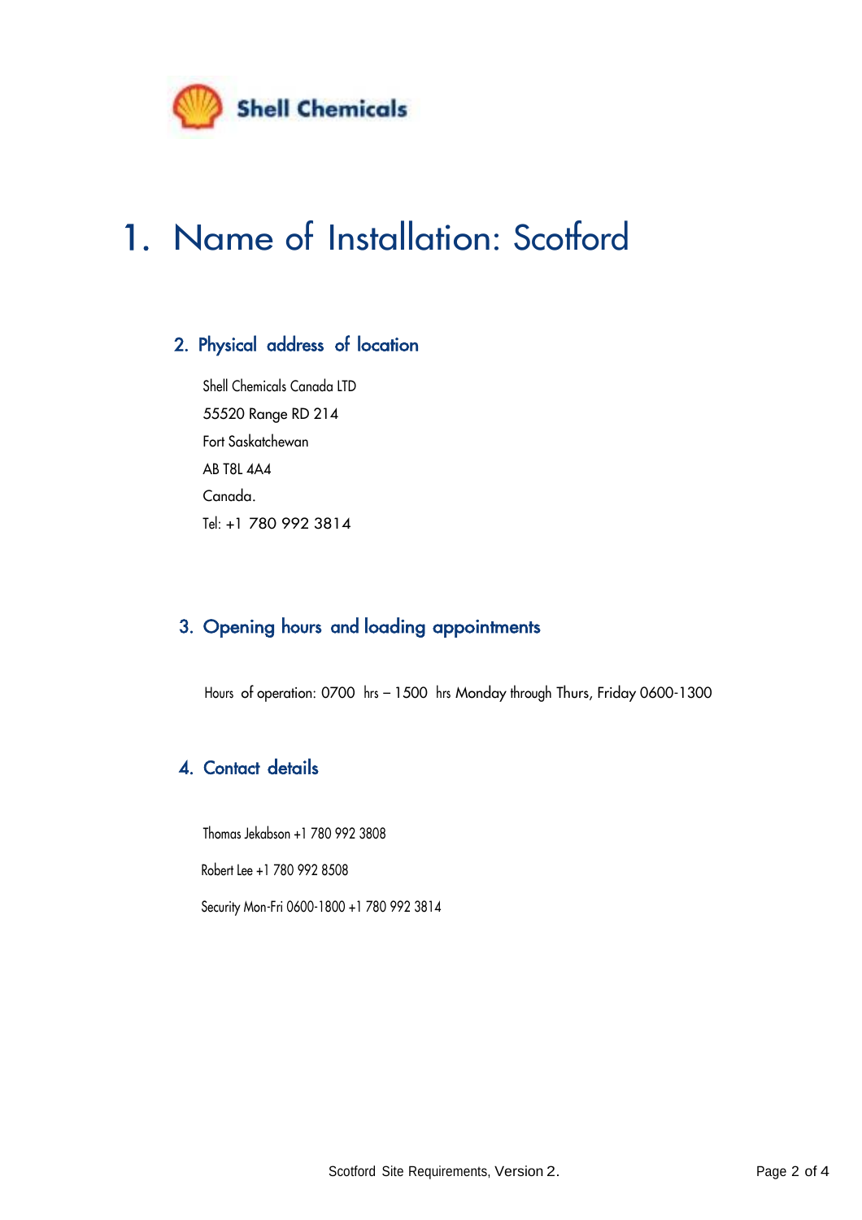Shell Chemicals

# 1. Name of Installation: Scotford

## 2. Physical address of location

Shell Chemicals Canada LTD
55520 Range RD 214
Fort Saskatchewan
AB T8L 4A4
Canada.
Tel: +1 780 992 3814

## 3. Opening hours and loading appointments

Hours of operation: 0700 hrs – 1500 hrs Monday through Thurs, Friday 0600-1300

## 4. Contact details

Thomas Jekabson +1 780 992 3808

Robert Lee +1 780 992 8508

Security Mon-Fri 0600-1800 +1 780 992 3814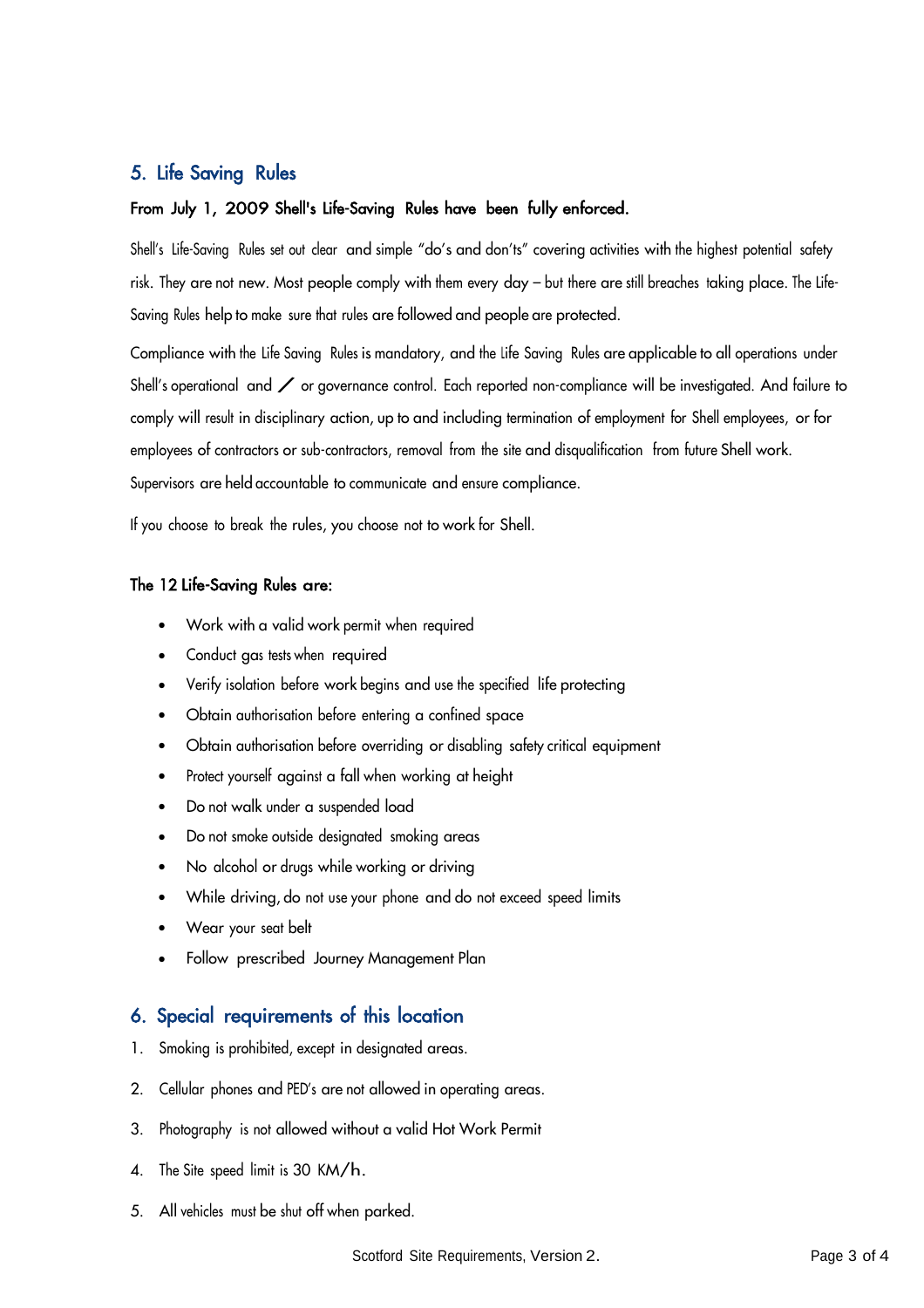## 5. Life Saving Rules

**From July 1, 2009 Shell's Life-Saving Rules have been fully enforced.**

Shell's Life-Saving Rules set out clear and simple "do's and don'ts" covering activities with the highest potential safety risk. They are not new. Most people comply with them every day – but there are still breaches taking place. The Life-Saving Rules help to make sure that rules are followed and people are protected.

Compliance with the Life Saving Rules is mandatory, and the Life Saving Rules are applicable to all operations under Shell's operational and / or governance control. Each reported non-compliance will be investigated. And failure to comply will result in disciplinary action, up to and including termination of employment for Shell employees, or for employees of contractors or sub-contractors, removal from the site and disqualification from future Shell work. Supervisors are held accountable to communicate and ensure compliance.

If you choose to break the rules, you choose not to work for Shell.

**The 12 Life-Saving Rules are:**

- Work with a valid work permit when required
- Conduct gas tests when required
- Verify isolation before work begins and use the specified life protecting
- Obtain authorisation before entering a confined space
- Obtain authorisation before overriding or disabling safety critical equipment
- Protect yourself against a fall when working at height
- Do not walk under a suspended load
- Do not smoke outside designated smoking areas
- No alcohol or drugs while working or driving
- While driving, do not use your phone and do not exceed speed limits
- Wear your seat belt
- Follow prescribed Journey Management Plan

## 6. Special requirements of this location

1. Smoking is prohibited, except in designated areas.
2. Cellular phones and PED's are not allowed in operating areas.
3. Photography is not allowed without a valid Hot Work Permit
4. The Site speed limit is 30 KM/h.
5. All vehicles must be shut off when parked.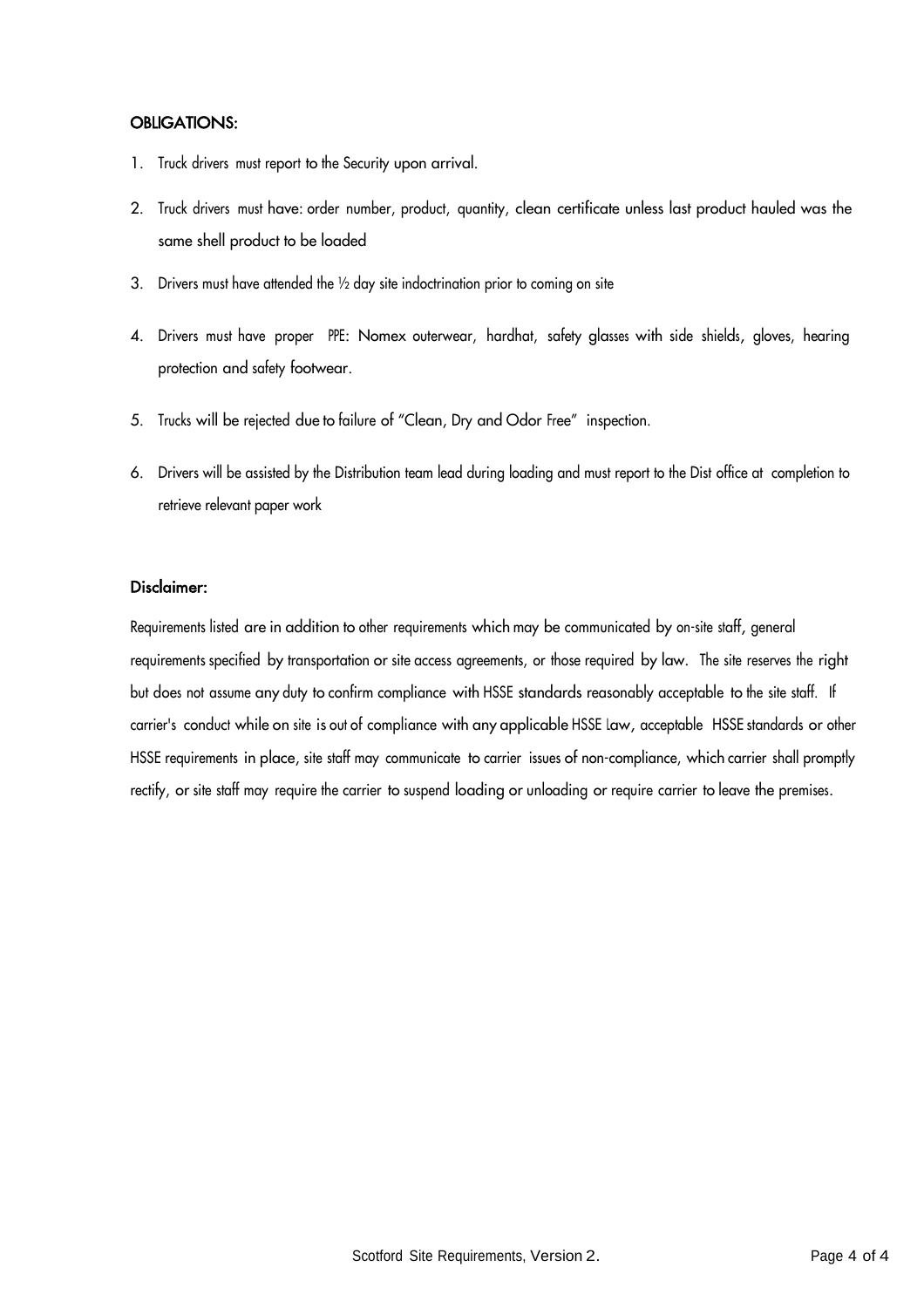**OBLIGATIONS:**

1. Truck drivers must report to the Security upon arrival.
2. Truck drivers must have: order number, product, quantity, clean certificate unless last product hauled was the same shell product to be loaded
3. Drivers must have attended the ½ day site indoctrination prior to coming on site
4. Drivers must have proper PPE: Nomex outerwear, hardhat, safety glasses with side shields, gloves, hearing protection and safety footwear.
5. Trucks will be rejected due to failure of "Clean, Dry and Odor Free" inspection.
6. Drivers will be assisted by the Distribution team lead during loading and must report to the Dist office at completion to retrieve relevant paper work

**Disclaimer:**

Requirements listed are in addition to other requirements which may be communicated by on-site staff, general requirements specified by transportation or site access agreements, or those required by law. The site reserves the right but does not assume any duty to confirm compliance with HSSE standards reasonably acceptable to the site staff. If carrier's conduct while on site is out of compliance with any applicable HSSE Law, acceptable HSSE standards or other HSSE requirements in place, site staff may communicate to carrier issues of non-compliance, which carrier shall promptly rectify, or site staff may require the carrier to suspend loading or unloading or require carrier to leave the premises.